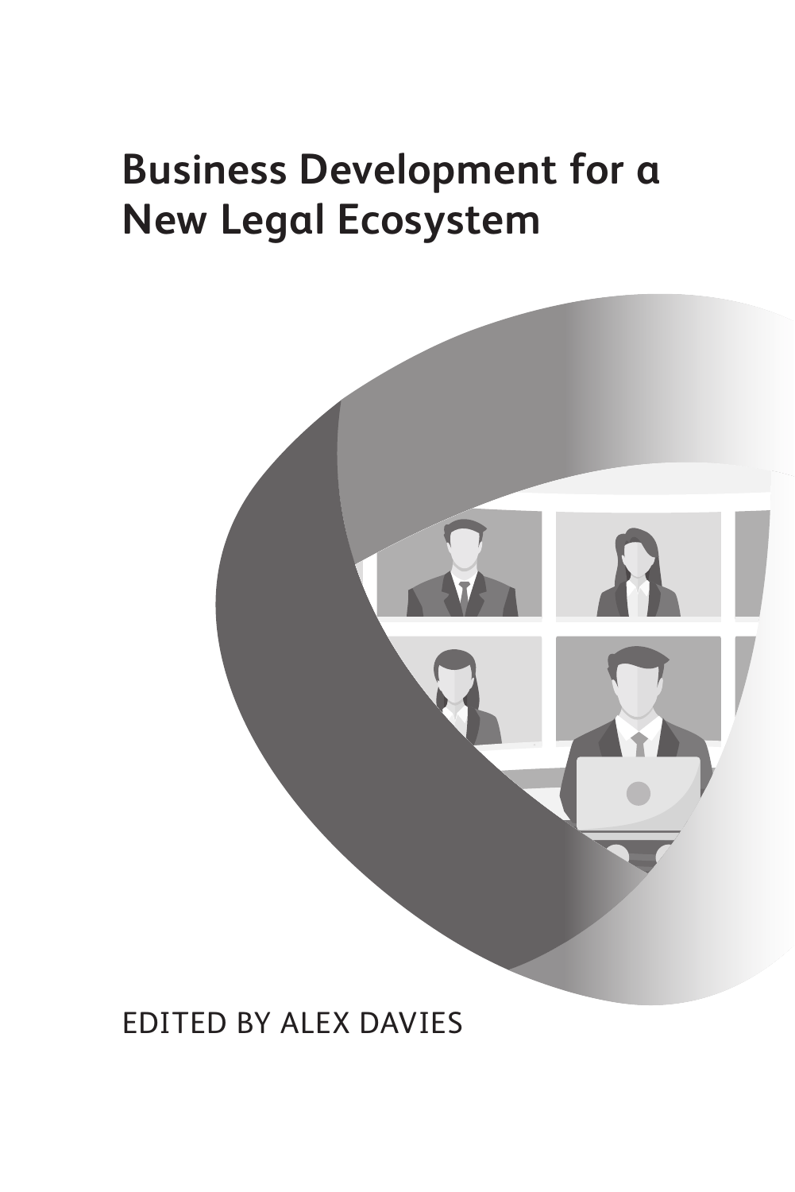# Business Development for a New Legal Ecosystem

EDITED BY ALEX DAVIES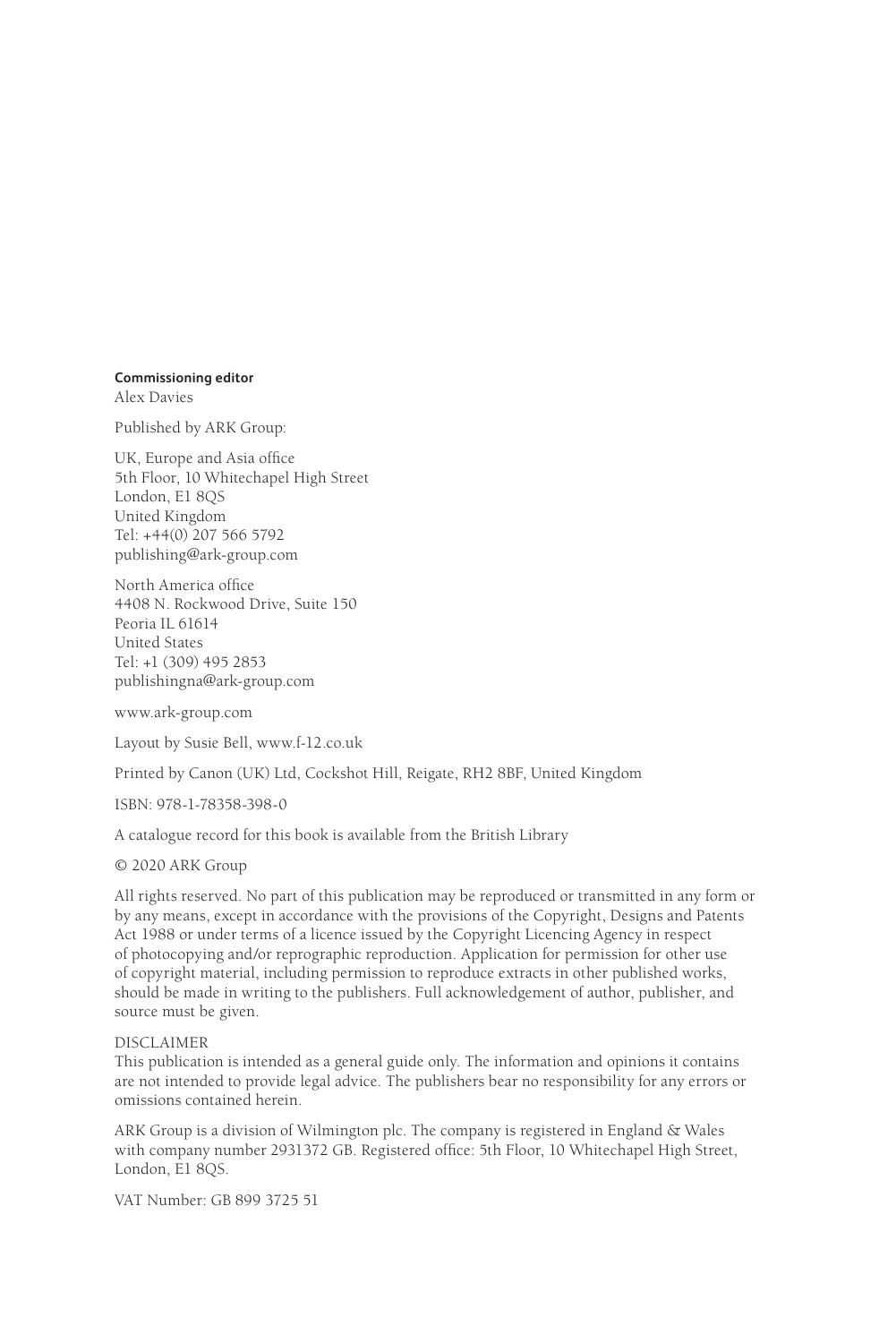**Commissioning editor**
Alex Davies

Published by ARK Group:

UK, Europe and Asia office
5th Floor, 10 Whitechapel High Street
London, E1 8QS
United Kingdom
Tel: +44(0) 207 566 5792
publishing@ark-group.com

North America office
4408 N. Rockwood Drive, Suite 150
Peoria IL 61614
United States
Tel: +1 (309) 495 2853
publishingna@ark-group.com

www.ark-group.com

Layout by Susie Bell, www.f-12.co.uk

Printed by Canon (UK) Ltd, Cockshot Hill, Reigate, RH2 8BF, United Kingdom

ISBN: 978-1-78358-398-0

A catalogue record for this book is available from the British Library

© 2020 ARK Group

All rights reserved. No part of this publication may be reproduced or transmitted in any form or by any means, except in accordance with the provisions of the Copyright, Designs and Patents Act 1988 or under terms of a licence issued by the Copyright Licencing Agency in respect of photocopying and/or reprographic reproduction. Application for permission for other use of copyright material, including permission to reproduce extracts in other published works, should be made in writing to the publishers. Full acknowledgement of author, publisher, and source must be given.

DISCLAIMER
This publication is intended as a general guide only. The information and opinions it contains are not intended to provide legal advice. The publishers bear no responsibility for any errors or omissions contained herein.

ARK Group is a division of Wilmington plc. The company is registered in England & Wales with company number 2931372 GB. Registered office: 5th Floor, 10 Whitechapel High Street, London, E1 8QS.

VAT Number: GB 899 3725 51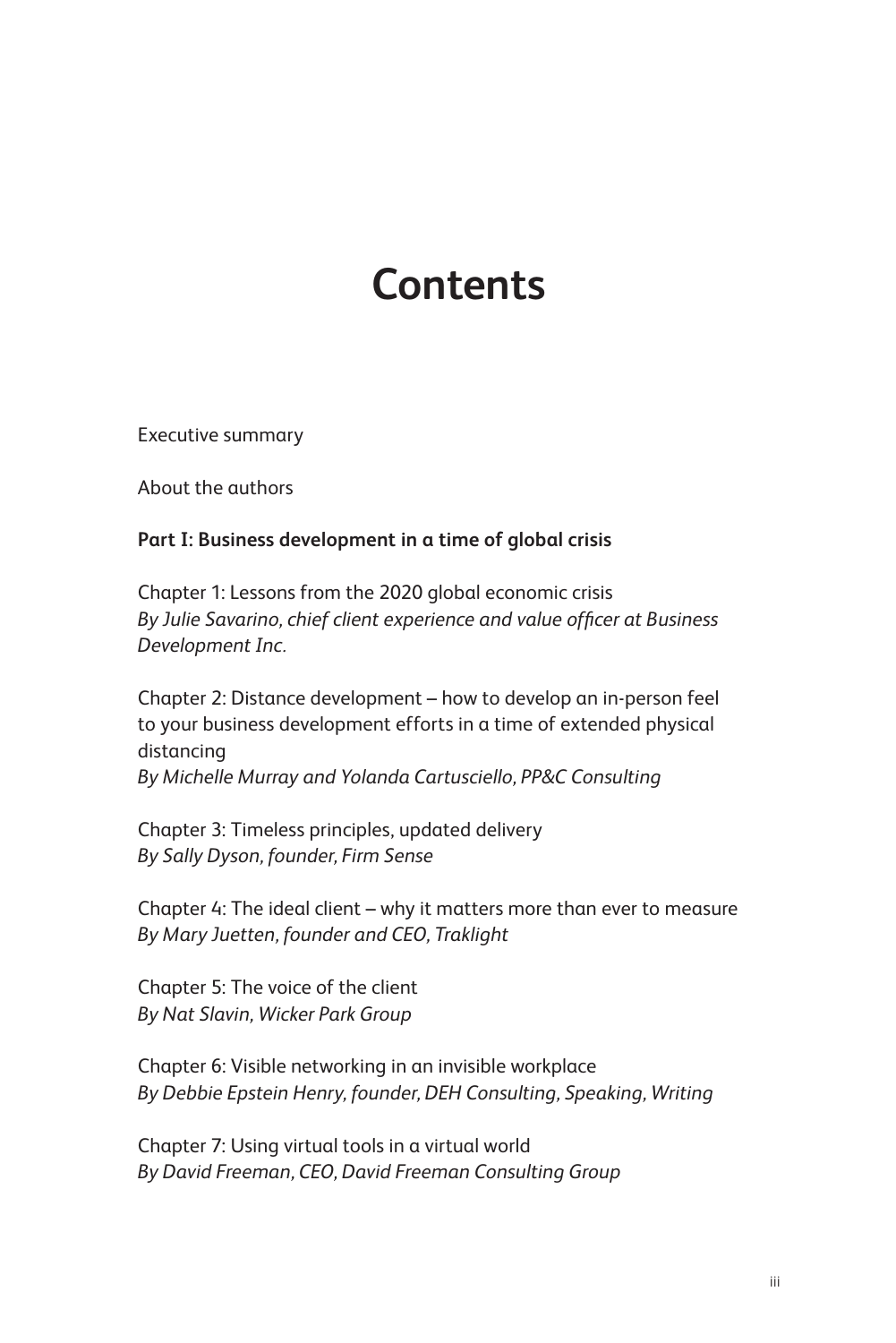# Contents

Executive summary

About the authors

**Part I: Business development in a time of global crisis**

Chapter 1: Lessons from the 2020 global economic crisis
*By Julie Savarino, chief client experience and value officer at Business Development Inc.*

Chapter 2: Distance development – how to develop an in-person feel to your business development efforts in a time of extended physical distancing
*By Michelle Murray and Yolanda Cartusciello, PP&C Consulting*

Chapter 3: Timeless principles, updated delivery
*By Sally Dyson, founder, Firm Sense*

Chapter 4: The ideal client – why it matters more than ever to measure
*By Mary Juetten, founder and CEO, Traklight*

Chapter 5: The voice of the client
*By Nat Slavin, Wicker Park Group*

Chapter 6: Visible networking in an invisible workplace
*By Debbie Epstein Henry, founder, DEH Consulting, Speaking, Writing*

Chapter 7: Using virtual tools in a virtual world
*By David Freeman, CEO, David Freeman Consulting Group*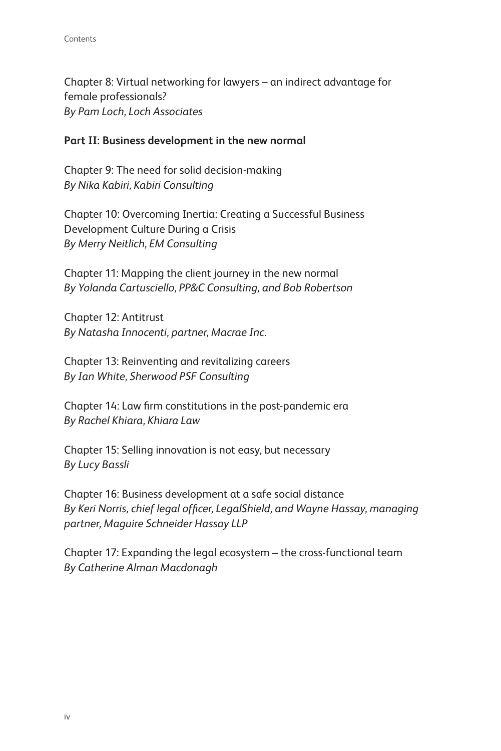Chapter 8: Virtual networking for lawyers – an indirect advantage for female professionals?
*By Pam Loch, Loch Associates*

**Part II: Business development in the new normal**

Chapter 9: The need for solid decision-making
*By Nika Kabiri, Kabiri Consulting*

Chapter 10: Overcoming Inertia: Creating a Successful Business Development Culture During a Crisis
*By Merry Neitlich, EM Consulting*

Chapter 11: Mapping the client journey in the new normal
*By Yolanda Cartusciello, PP&C Consulting, and Bob Robertson*

Chapter 12: Antitrust
*By Natasha Innocenti, partner, Macrae Inc.*

Chapter 13: Reinventing and revitalizing careers
*By Ian White, Sherwood PSF Consulting*

Chapter 14: Law firm constitutions in the post-pandemic era
*By Rachel Khiara, Khiara Law*

Chapter 15: Selling innovation is not easy, but necessary
*By Lucy Bassli*

Chapter 16: Business development at a safe social distance
*By Keri Norris, chief legal officer, LegalShield, and Wayne Hassay, managing partner, Maguire Schneider Hassay LLP*

Chapter 17: Expanding the legal ecosystem – the cross-functional team
*By Catherine Alman Macdonagh*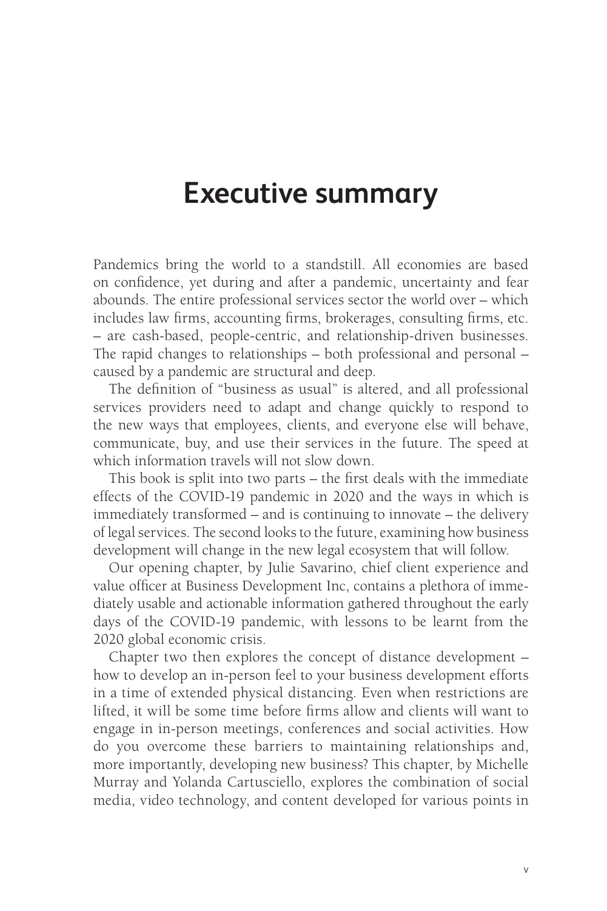# Executive summary

Pandemics bring the world to a standstill. All economies are based on confidence, yet during and after a pandemic, uncertainty and fear abounds. The entire professional services sector the world over – which includes law firms, accounting firms, brokerages, consulting firms, etc. – are cash-based, people-centric, and relationship-driven businesses. The rapid changes to relationships – both professional and personal – caused by a pandemic are structural and deep.

The definition of "business as usual" is altered, and all professional services providers need to adapt and change quickly to respond to the new ways that employees, clients, and everyone else will behave, communicate, buy, and use their services in the future. The speed at which information travels will not slow down.

This book is split into two parts – the first deals with the immediate effects of the COVID-19 pandemic in 2020 and the ways in which is immediately transformed – and is continuing to innovate – the delivery of legal services. The second looks to the future, examining how business development will change in the new legal ecosystem that will follow.

Our opening chapter, by Julie Savarino, chief client experience and value officer at Business Development Inc, contains a plethora of immediately usable and actionable information gathered throughout the early days of the COVID-19 pandemic, with lessons to be learnt from the 2020 global economic crisis.

Chapter two then explores the concept of distance development – how to develop an in-person feel to your business development efforts in a time of extended physical distancing. Even when restrictions are lifted, it will be some time before firms allow and clients will want to engage in in-person meetings, conferences and social activities. How do you overcome these barriers to maintaining relationships and, more importantly, developing new business? This chapter, by Michelle Murray and Yolanda Cartusciello, explores the combination of social media, video technology, and content developed for various points in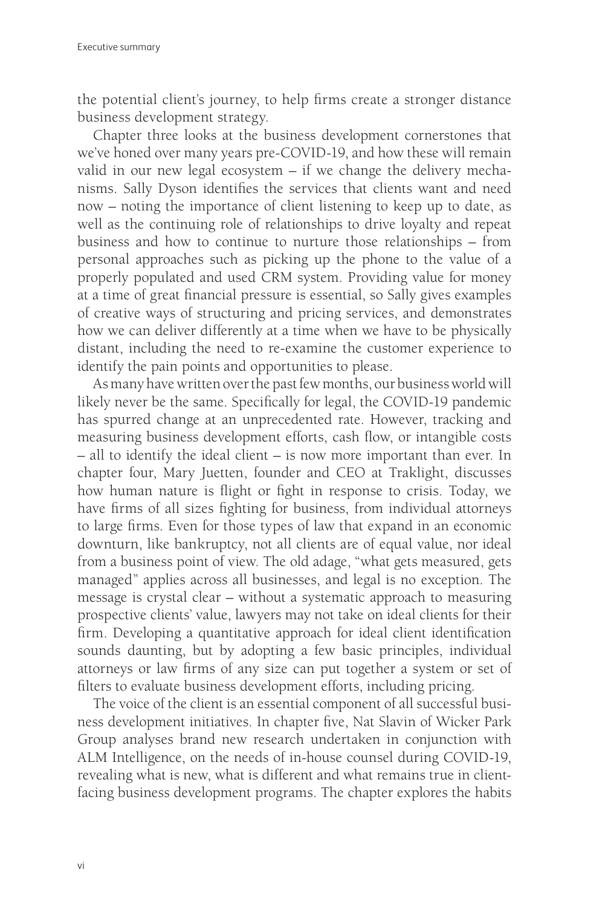the potential client's journey, to help firms create a stronger distance business development strategy.

Chapter three looks at the business development cornerstones that we've honed over many years pre-COVID-19, and how these will remain valid in our new legal ecosystem – if we change the delivery mechanisms. Sally Dyson identifies the services that clients want and need now – noting the importance of client listening to keep up to date, as well as the continuing role of relationships to drive loyalty and repeat business and how to continue to nurture those relationships – from personal approaches such as picking up the phone to the value of a properly populated and used CRM system. Providing value for money at a time of great financial pressure is essential, so Sally gives examples of creative ways of structuring and pricing services, and demonstrates how we can deliver differently at a time when we have to be physically distant, including the need to re-examine the customer experience to identify the pain points and opportunities to please.

As many have written over the past few months, our business world will likely never be the same. Specifically for legal, the COVID-19 pandemic has spurred change at an unprecedented rate. However, tracking and measuring business development efforts, cash flow, or intangible costs – all to identify the ideal client – is now more important than ever. In chapter four, Mary Juetten, founder and CEO at Traklight, discusses how human nature is flight or fight in response to crisis. Today, we have firms of all sizes fighting for business, from individual attorneys to large firms. Even for those types of law that expand in an economic downturn, like bankruptcy, not all clients are of equal value, nor ideal from a business point of view. The old adage, "what gets measured, gets managed" applies across all businesses, and legal is no exception. The message is crystal clear – without a systematic approach to measuring prospective clients' value, lawyers may not take on ideal clients for their firm. Developing a quantitative approach for ideal client identification sounds daunting, but by adopting a few basic principles, individual attorneys or law firms of any size can put together a system or set of filters to evaluate business development efforts, including pricing.

The voice of the client is an essential component of all successful business development initiatives. In chapter five, Nat Slavin of Wicker Park Group analyses brand new research undertaken in conjunction with ALM Intelligence, on the needs of in-house counsel during COVID-19, revealing what is new, what is different and what remains true in client-facing business development programs. The chapter explores the habits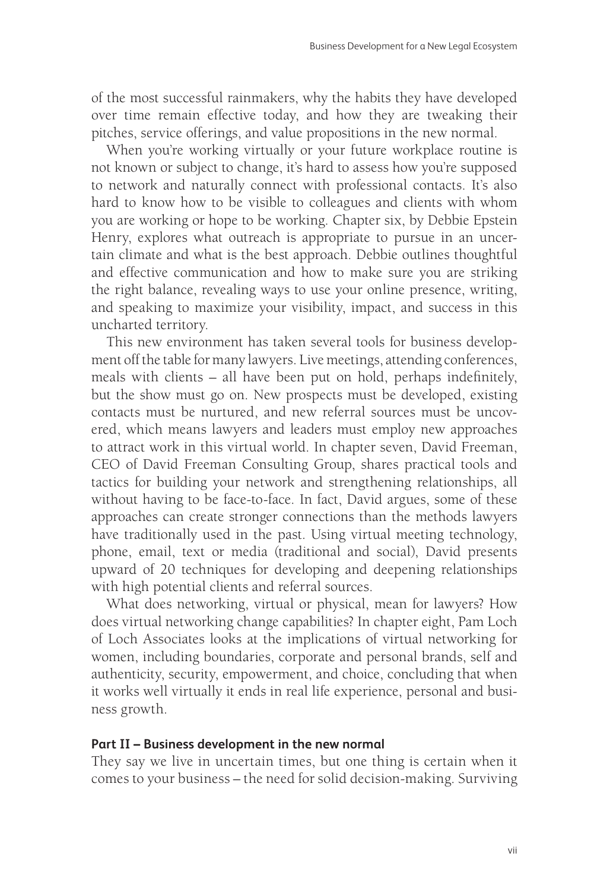of the most successful rainmakers, why the habits they have developed over time remain effective today, and how they are tweaking their pitches, service offerings, and value propositions in the new normal.

When you're working virtually or your future workplace routine is not known or subject to change, it's hard to assess how you're supposed to network and naturally connect with professional contacts. It's also hard to know how to be visible to colleagues and clients with whom you are working or hope to be working. Chapter six, by Debbie Epstein Henry, explores what outreach is appropriate to pursue in an uncertain climate and what is the best approach. Debbie outlines thoughtful and effective communication and how to make sure you are striking the right balance, revealing ways to use your online presence, writing, and speaking to maximize your visibility, impact, and success in this uncharted territory.

This new environment has taken several tools for business development off the table for many lawyers. Live meetings, attending conferences, meals with clients – all have been put on hold, perhaps indefinitely, but the show must go on. New prospects must be developed, existing contacts must be nurtured, and new referral sources must be uncovered, which means lawyers and leaders must employ new approaches to attract work in this virtual world. In chapter seven, David Freeman, CEO of David Freeman Consulting Group, shares practical tools and tactics for building your network and strengthening relationships, all without having to be face-to-face. In fact, David argues, some of these approaches can create stronger connections than the methods lawyers have traditionally used in the past. Using virtual meeting technology, phone, email, text or media (traditional and social), David presents upward of 20 techniques for developing and deepening relationships with high potential clients and referral sources.

What does networking, virtual or physical, mean for lawyers? How does virtual networking change capabilities? In chapter eight, Pam Loch of Loch Associates looks at the implications of virtual networking for women, including boundaries, corporate and personal brands, self and authenticity, security, empowerment, and choice, concluding that when it works well virtually it ends in real life experience, personal and business growth.

**Part II – Business development in the new normal**

They say we live in uncertain times, but one thing is certain when it comes to your business – the need for solid decision-making. Surviving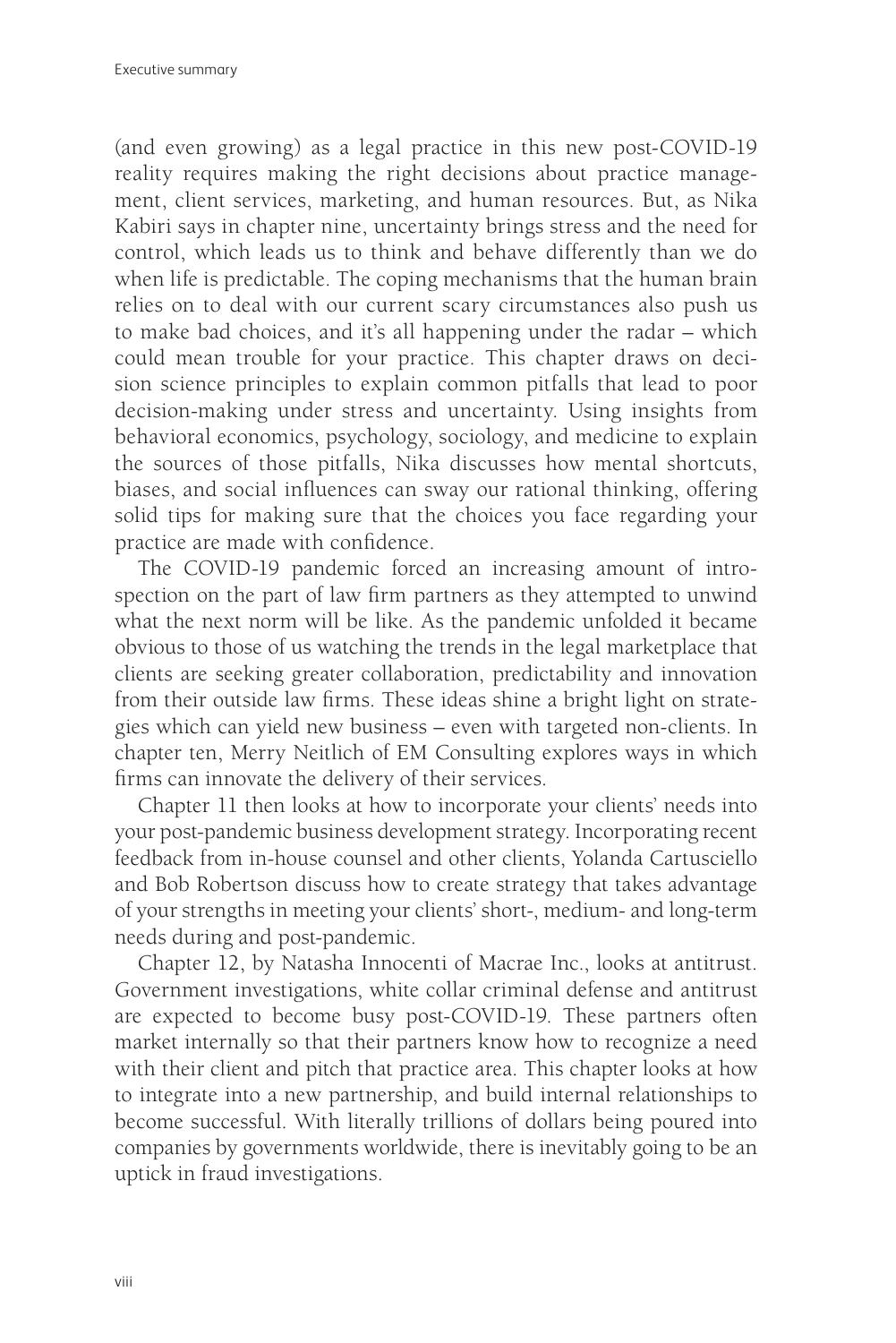(and even growing) as a legal practice in this new post-COVID-19 reality requires making the right decisions about practice management, client services, marketing, and human resources. But, as Nika Kabiri says in chapter nine, uncertainty brings stress and the need for control, which leads us to think and behave differently than we do when life is predictable. The coping mechanisms that the human brain relies on to deal with our current scary circumstances also push us to make bad choices, and it's all happening under the radar – which could mean trouble for your practice. This chapter draws on decision science principles to explain common pitfalls that lead to poor decision-making under stress and uncertainty. Using insights from behavioral economics, psychology, sociology, and medicine to explain the sources of those pitfalls, Nika discusses how mental shortcuts, biases, and social influences can sway our rational thinking, offering solid tips for making sure that the choices you face regarding your practice are made with confidence.

The COVID-19 pandemic forced an increasing amount of introspection on the part of law firm partners as they attempted to unwind what the next norm will be like. As the pandemic unfolded it became obvious to those of us watching the trends in the legal marketplace that clients are seeking greater collaboration, predictability and innovation from their outside law firms. These ideas shine a bright light on strategies which can yield new business – even with targeted non-clients. In chapter ten, Merry Neitlich of EM Consulting explores ways in which firms can innovate the delivery of their services.

Chapter 11 then looks at how to incorporate your clients' needs into your post-pandemic business development strategy. Incorporating recent feedback from in-house counsel and other clients, Yolanda Cartusciello and Bob Robertson discuss how to create strategy that takes advantage of your strengths in meeting your clients' short-, medium- and long-term needs during and post-pandemic.

Chapter 12, by Natasha Innocenti of Macrae Inc., looks at antitrust. Government investigations, white collar criminal defense and antitrust are expected to become busy post-COVID-19. These partners often market internally so that their partners know how to recognize a need with their client and pitch that practice area. This chapter looks at how to integrate into a new partnership, and build internal relationships to become successful. With literally trillions of dollars being poured into companies by governments worldwide, there is inevitably going to be an uptick in fraud investigations.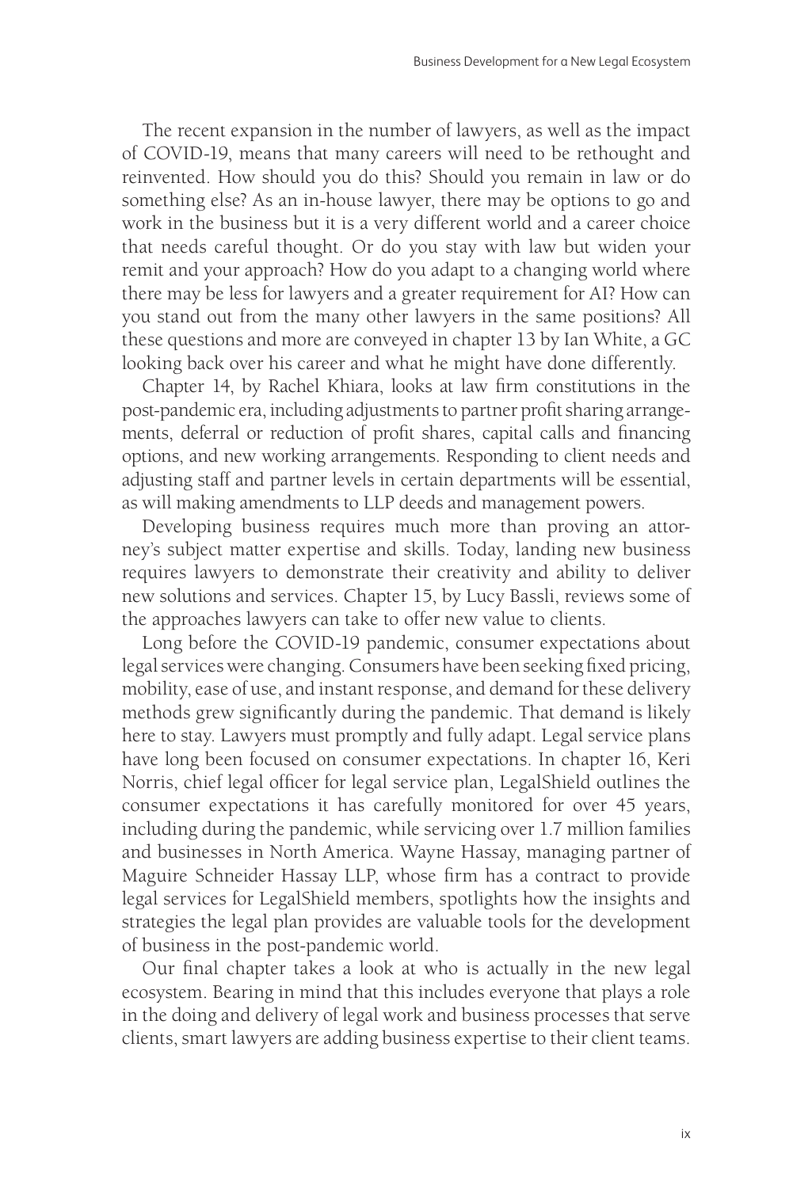The recent expansion in the number of lawyers, as well as the impact of COVID-19, means that many careers will need to be rethought and reinvented. How should you do this? Should you remain in law or do something else? As an in-house lawyer, there may be options to go and work in the business but it is a very different world and a career choice that needs careful thought. Or do you stay with law but widen your remit and your approach? How do you adapt to a changing world where there may be less for lawyers and a greater requirement for AI? How can you stand out from the many other lawyers in the same positions? All these questions and more are conveyed in chapter 13 by Ian White, a GC looking back over his career and what he might have done differently.

Chapter 14, by Rachel Khiara, looks at law firm constitutions in the post-pandemic era, including adjustments to partner profit sharing arrangements, deferral or reduction of profit shares, capital calls and financing options, and new working arrangements. Responding to client needs and adjusting staff and partner levels in certain departments will be essential, as will making amendments to LLP deeds and management powers.

Developing business requires much more than proving an attorney's subject matter expertise and skills. Today, landing new business requires lawyers to demonstrate their creativity and ability to deliver new solutions and services. Chapter 15, by Lucy Bassli, reviews some of the approaches lawyers can take to offer new value to clients.

Long before the COVID-19 pandemic, consumer expectations about legal services were changing. Consumers have been seeking fixed pricing, mobility, ease of use, and instant response, and demand for these delivery methods grew significantly during the pandemic. That demand is likely here to stay. Lawyers must promptly and fully adapt. Legal service plans have long been focused on consumer expectations. In chapter 16, Keri Norris, chief legal officer for legal service plan, LegalShield outlines the consumer expectations it has carefully monitored for over 45 years, including during the pandemic, while servicing over 1.7 million families and businesses in North America. Wayne Hassay, managing partner of Maguire Schneider Hassay LLP, whose firm has a contract to provide legal services for LegalShield members, spotlights how the insights and strategies the legal plan provides are valuable tools for the development of business in the post-pandemic world.

Our final chapter takes a look at who is actually in the new legal ecosystem. Bearing in mind that this includes everyone that plays a role in the doing and delivery of legal work and business processes that serve clients, smart lawyers are adding business expertise to their client teams.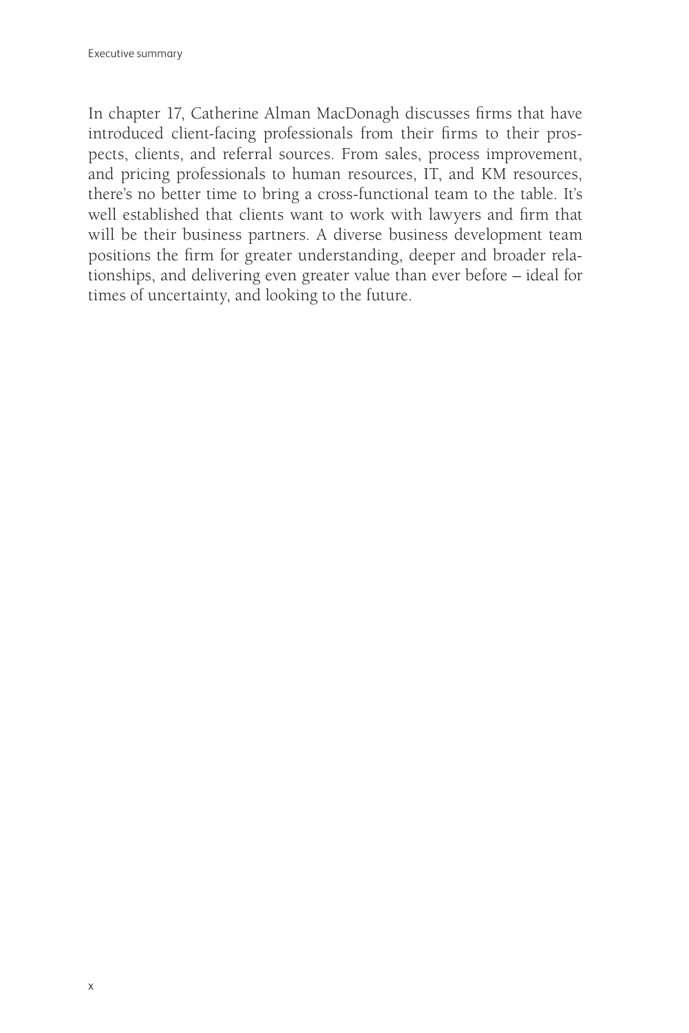In chapter 17, Catherine Alman MacDonagh discusses firms that have introduced client-facing professionals from their firms to their prospects, clients, and referral sources. From sales, process improvement, and pricing professionals to human resources, IT, and KM resources, there's no better time to bring a cross-functional team to the table. It's well established that clients want to work with lawyers and firm that will be their business partners. A diverse business development team positions the firm for greater understanding, deeper and broader relationships, and delivering even greater value than ever before – ideal for times of uncertainty, and looking to the future.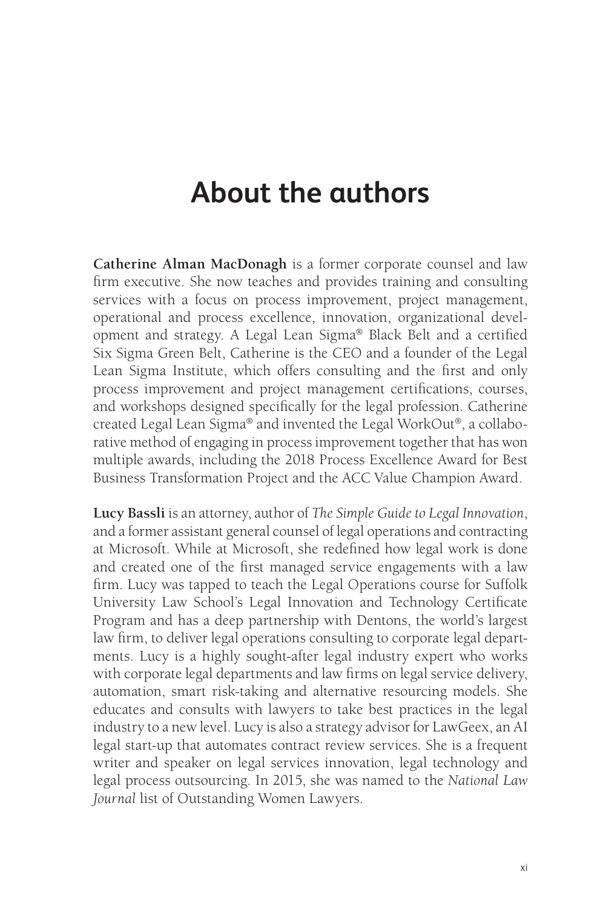# About the authors

**Catherine Alman MacDonagh** is a former corporate counsel and law firm executive. She now teaches and provides training and consulting services with a focus on process improvement, project management, operational and process excellence, innovation, organizational development and strategy. A Legal Lean Sigma® Black Belt and a certified Six Sigma Green Belt, Catherine is the CEO and a founder of the Legal Lean Sigma Institute, which offers consulting and the first and only process improvement and project management certifications, courses, and workshops designed specifically for the legal profession. Catherine created Legal Lean Sigma® and invented the Legal WorkOut®, a collaborative method of engaging in process improvement together that has won multiple awards, including the 2018 Process Excellence Award for Best Business Transformation Project and the ACC Value Champion Award.

**Lucy Bassli** is an attorney, author of *The Simple Guide to Legal Innovation*, and a former assistant general counsel of legal operations and contracting at Microsoft. While at Microsoft, she redefined how legal work is done and created one of the first managed service engagements with a law firm. Lucy was tapped to teach the Legal Operations course for Suffolk University Law School's Legal Innovation and Technology Certificate Program and has a deep partnership with Dentons, the world's largest law firm, to deliver legal operations consulting to corporate legal departments. Lucy is a highly sought-after legal industry expert who works with corporate legal departments and law firms on legal service delivery, automation, smart risk-taking and alternative resourcing models. She educates and consults with lawyers to take best practices in the legal industry to a new level. Lucy is also a strategy advisor for LawGeex, an AI legal start-up that automates contract review services. She is a frequent writer and speaker on legal services innovation, legal technology and legal process outsourcing. In 2015, she was named to the *National Law Journal* list of Outstanding Women Lawyers.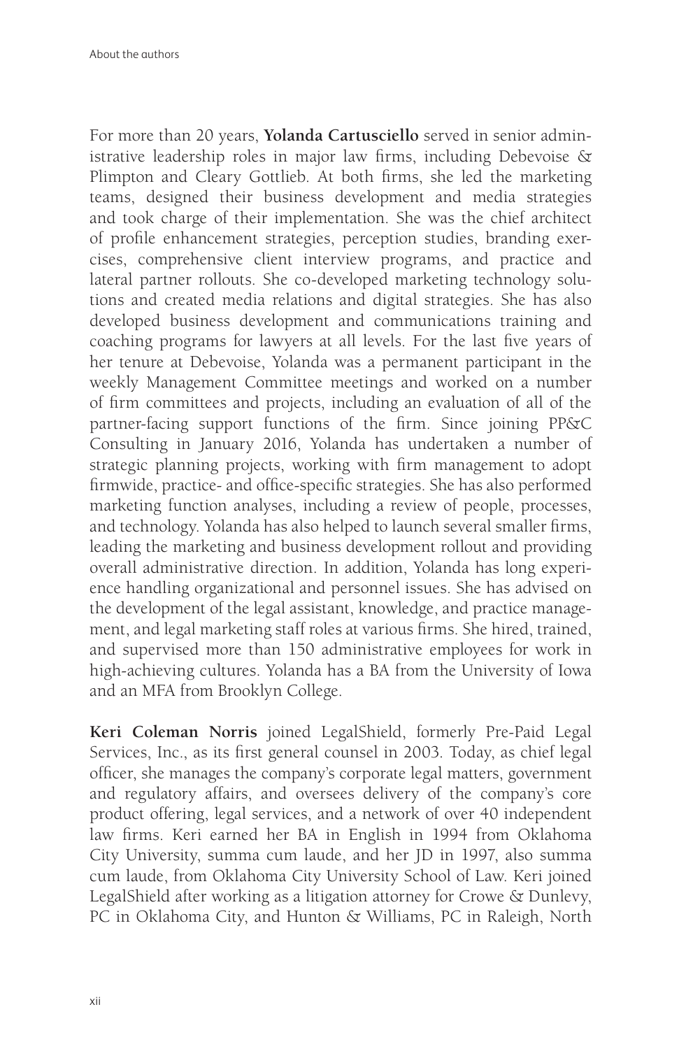For more than 20 years, **Yolanda Cartusciello** served in senior administrative leadership roles in major law firms, including Debevoise & Plimpton and Cleary Gottlieb. At both firms, she led the marketing teams, designed their business development and media strategies and took charge of their implementation. She was the chief architect of profile enhancement strategies, perception studies, branding exercises, comprehensive client interview programs, and practice and lateral partner rollouts. She co-developed marketing technology solutions and created media relations and digital strategies. She has also developed business development and communications training and coaching programs for lawyers at all levels. For the last five years of her tenure at Debevoise, Yolanda was a permanent participant in the weekly Management Committee meetings and worked on a number of firm committees and projects, including an evaluation of all of the partner-facing support functions of the firm. Since joining PP&C Consulting in January 2016, Yolanda has undertaken a number of strategic planning projects, working with firm management to adopt firmwide, practice- and office-specific strategies. She has also performed marketing function analyses, including a review of people, processes, and technology. Yolanda has also helped to launch several smaller firms, leading the marketing and business development rollout and providing overall administrative direction. In addition, Yolanda has long experience handling organizational and personnel issues. She has advised on the development of the legal assistant, knowledge, and practice management, and legal marketing staff roles at various firms. She hired, trained, and supervised more than 150 administrative employees for work in high-achieving cultures. Yolanda has a BA from the University of Iowa and an MFA from Brooklyn College.

**Keri Coleman Norris** joined LegalShield, formerly Pre-Paid Legal Services, Inc., as its first general counsel in 2003. Today, as chief legal officer, she manages the company's corporate legal matters, government and regulatory affairs, and oversees delivery of the company's core product offering, legal services, and a network of over 40 independent law firms. Keri earned her BA in English in 1994 from Oklahoma City University, summa cum laude, and her JD in 1997, also summa cum laude, from Oklahoma City University School of Law. Keri joined LegalShield after working as a litigation attorney for Crowe & Dunlevy, PC in Oklahoma City, and Hunton & Williams, PC in Raleigh, North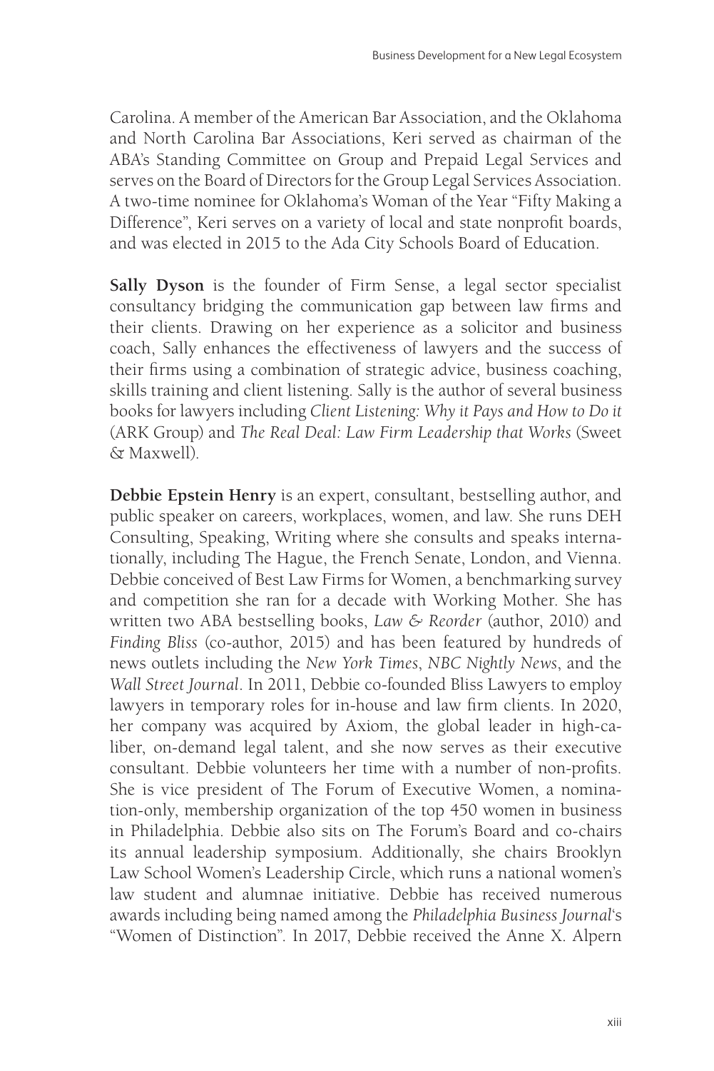Carolina. A member of the American Bar Association, and the Oklahoma and North Carolina Bar Associations, Keri served as chairman of the ABA's Standing Committee on Group and Prepaid Legal Services and serves on the Board of Directors for the Group Legal Services Association. A two-time nominee for Oklahoma's Woman of the Year "Fifty Making a Difference", Keri serves on a variety of local and state nonprofit boards, and was elected in 2015 to the Ada City Schools Board of Education.

**Sally Dyson** is the founder of Firm Sense, a legal sector specialist consultancy bridging the communication gap between law firms and their clients. Drawing on her experience as a solicitor and business coach, Sally enhances the effectiveness of lawyers and the success of their firms using a combination of strategic advice, business coaching, skills training and client listening. Sally is the author of several business books for lawyers including *Client Listening: Why it Pays and How to Do it* (ARK Group) and *The Real Deal: Law Firm Leadership that Works* (Sweet & Maxwell).

**Debbie Epstein Henry** is an expert, consultant, bestselling author, and public speaker on careers, workplaces, women, and law. She runs DEH Consulting, Speaking, Writing where she consults and speaks internationally, including The Hague, the French Senate, London, and Vienna. Debbie conceived of Best Law Firms for Women, a benchmarking survey and competition she ran for a decade with Working Mother. She has written two ABA bestselling books, *Law & Reorder* (author, 2010) and *Finding Bliss* (co-author, 2015) and has been featured by hundreds of news outlets including the *New York Times*, *NBC Nightly News*, and the *Wall Street Journal*. In 2011, Debbie co-founded Bliss Lawyers to employ lawyers in temporary roles for in-house and law firm clients. In 2020, her company was acquired by Axiom, the global leader in high-caliber, on-demand legal talent, and she now serves as their executive consultant. Debbie volunteers her time with a number of non-profits. She is vice president of The Forum of Executive Women, a nomination-only, membership organization of the top 450 women in business in Philadelphia. Debbie also sits on The Forum's Board and co-chairs its annual leadership symposium. Additionally, she chairs Brooklyn Law School Women's Leadership Circle, which runs a national women's law student and alumnae initiative. Debbie has received numerous awards including being named among the *Philadelphia Business Journal*'s "Women of Distinction". In 2017, Debbie received the Anne X. Alpern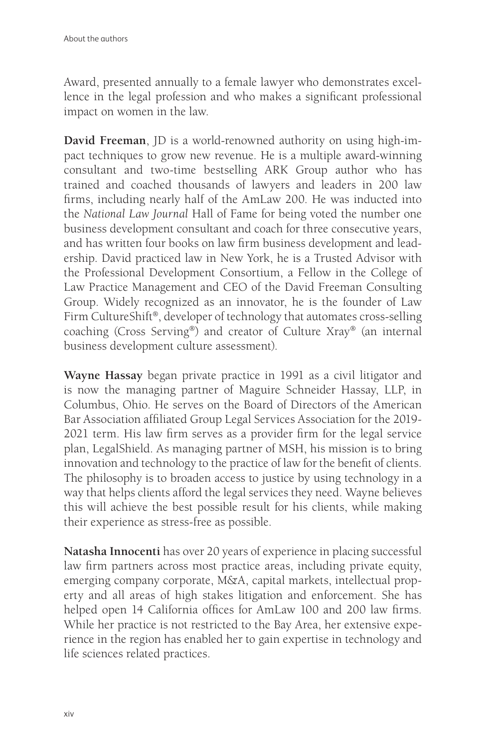Award, presented annually to a female lawyer who demonstrates excellence in the legal profession and who makes a significant professional impact on women in the law.

**David Freeman**, JD is a world-renowned authority on using high-impact techniques to grow new revenue. He is a multiple award-winning consultant and two-time bestselling ARK Group author who has trained and coached thousands of lawyers and leaders in 200 law firms, including nearly half of the AmLaw 200. He was inducted into the *National Law Journal* Hall of Fame for being voted the number one business development consultant and coach for three consecutive years, and has written four books on law firm business development and leadership. David practiced law in New York, he is a Trusted Advisor with the Professional Development Consortium, a Fellow in the College of Law Practice Management and CEO of the David Freeman Consulting Group. Widely recognized as an innovator, he is the founder of Law Firm CultureShift®, developer of technology that automates cross-selling coaching (Cross Serving®) and creator of Culture Xray® (an internal business development culture assessment).

**Wayne Hassay** began private practice in 1991 as a civil litigator and is now the managing partner of Maguire Schneider Hassay, LLP, in Columbus, Ohio. He serves on the Board of Directors of the American Bar Association affiliated Group Legal Services Association for the 2019-2021 term. His law firm serves as a provider firm for the legal service plan, LegalShield. As managing partner of MSH, his mission is to bring innovation and technology to the practice of law for the benefit of clients. The philosophy is to broaden access to justice by using technology in a way that helps clients afford the legal services they need. Wayne believes this will achieve the best possible result for his clients, while making their experience as stress-free as possible.

**Natasha Innocenti** has over 20 years of experience in placing successful law firm partners across most practice areas, including private equity, emerging company corporate, M&A, capital markets, intellectual property and all areas of high stakes litigation and enforcement. She has helped open 14 California offices for AmLaw 100 and 200 law firms. While her practice is not restricted to the Bay Area, her extensive experience in the region has enabled her to gain expertise in technology and life sciences related practices.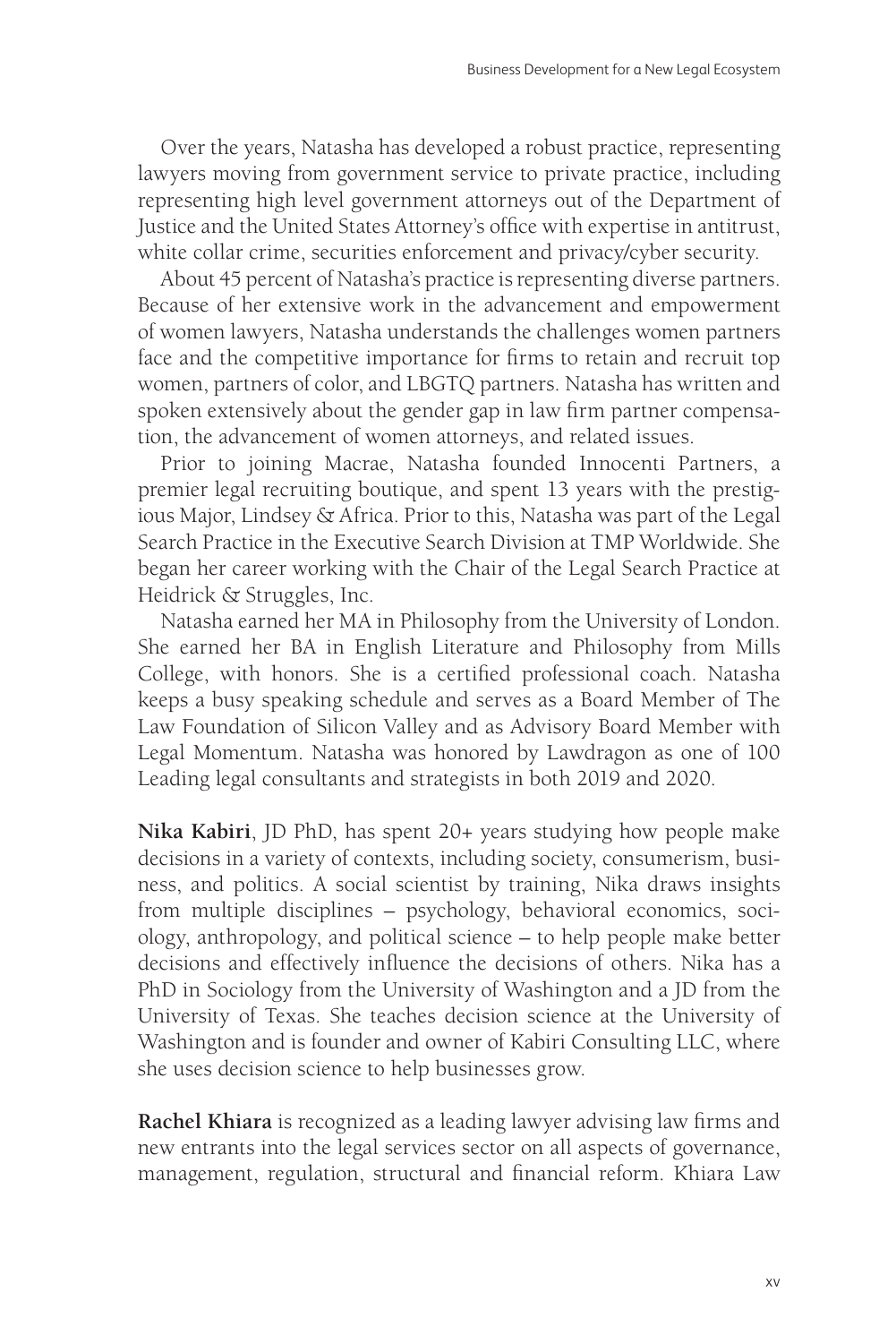Over the years, Natasha has developed a robust practice, representing lawyers moving from government service to private practice, including representing high level government attorneys out of the Department of Justice and the United States Attorney's office with expertise in antitrust, white collar crime, securities enforcement and privacy/cyber security.

About 45 percent of Natasha's practice is representing diverse partners. Because of her extensive work in the advancement and empowerment of women lawyers, Natasha understands the challenges women partners face and the competitive importance for firms to retain and recruit top women, partners of color, and LBGTQ partners. Natasha has written and spoken extensively about the gender gap in law firm partner compensation, the advancement of women attorneys, and related issues.

Prior to joining Macrae, Natasha founded Innocenti Partners, a premier legal recruiting boutique, and spent 13 years with the prestigious Major, Lindsey & Africa. Prior to this, Natasha was part of the Legal Search Practice in the Executive Search Division at TMP Worldwide. She began her career working with the Chair of the Legal Search Practice at Heidrick & Struggles, Inc.

Natasha earned her MA in Philosophy from the University of London. She earned her BA in English Literature and Philosophy from Mills College, with honors. She is a certified professional coach. Natasha keeps a busy speaking schedule and serves as a Board Member of The Law Foundation of Silicon Valley and as Advisory Board Member with Legal Momentum. Natasha was honored by Lawdragon as one of 100 Leading legal consultants and strategists in both 2019 and 2020.

**Nika Kabiri**, JD PhD, has spent 20+ years studying how people make decisions in a variety of contexts, including society, consumerism, business, and politics. A social scientist by training, Nika draws insights from multiple disciplines – psychology, behavioral economics, sociology, anthropology, and political science – to help people make better decisions and effectively influence the decisions of others. Nika has a PhD in Sociology from the University of Washington and a JD from the University of Texas. She teaches decision science at the University of Washington and is founder and owner of Kabiri Consulting LLC, where she uses decision science to help businesses grow.

**Rachel Khiara** is recognized as a leading lawyer advising law firms and new entrants into the legal services sector on all aspects of governance, management, regulation, structural and financial reform. Khiara Law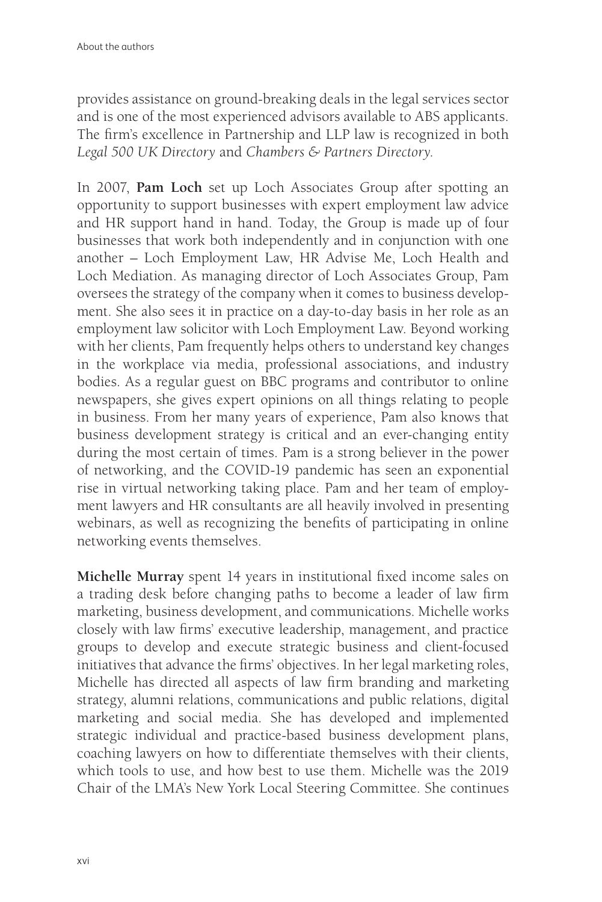provides assistance on ground-breaking deals in the legal services sector and is one of the most experienced advisors available to ABS applicants. The firm's excellence in Partnership and LLP law is recognized in both *Legal 500 UK Directory* and *Chambers & Partners Directory*.

In 2007, **Pam Loch** set up Loch Associates Group after spotting an opportunity to support businesses with expert employment law advice and HR support hand in hand. Today, the Group is made up of four businesses that work both independently and in conjunction with one another – Loch Employment Law, HR Advise Me, Loch Health and Loch Mediation. As managing director of Loch Associates Group, Pam oversees the strategy of the company when it comes to business development. She also sees it in practice on a day-to-day basis in her role as an employment law solicitor with Loch Employment Law. Beyond working with her clients, Pam frequently helps others to understand key changes in the workplace via media, professional associations, and industry bodies. As a regular guest on BBC programs and contributor to online newspapers, she gives expert opinions on all things relating to people in business. From her many years of experience, Pam also knows that business development strategy is critical and an ever-changing entity during the most certain of times. Pam is a strong believer in the power of networking, and the COVID-19 pandemic has seen an exponential rise in virtual networking taking place. Pam and her team of employment lawyers and HR consultants are all heavily involved in presenting webinars, as well as recognizing the benefits of participating in online networking events themselves.

**Michelle Murray** spent 14 years in institutional fixed income sales on a trading desk before changing paths to become a leader of law firm marketing, business development, and communications. Michelle works closely with law firms' executive leadership, management, and practice groups to develop and execute strategic business and client-focused initiatives that advance the firms' objectives. In her legal marketing roles, Michelle has directed all aspects of law firm branding and marketing strategy, alumni relations, communications and public relations, digital marketing and social media. She has developed and implemented strategic individual and practice-based business development plans, coaching lawyers on how to differentiate themselves with their clients, which tools to use, and how best to use them. Michelle was the 2019 Chair of the LMA's New York Local Steering Committee. She continues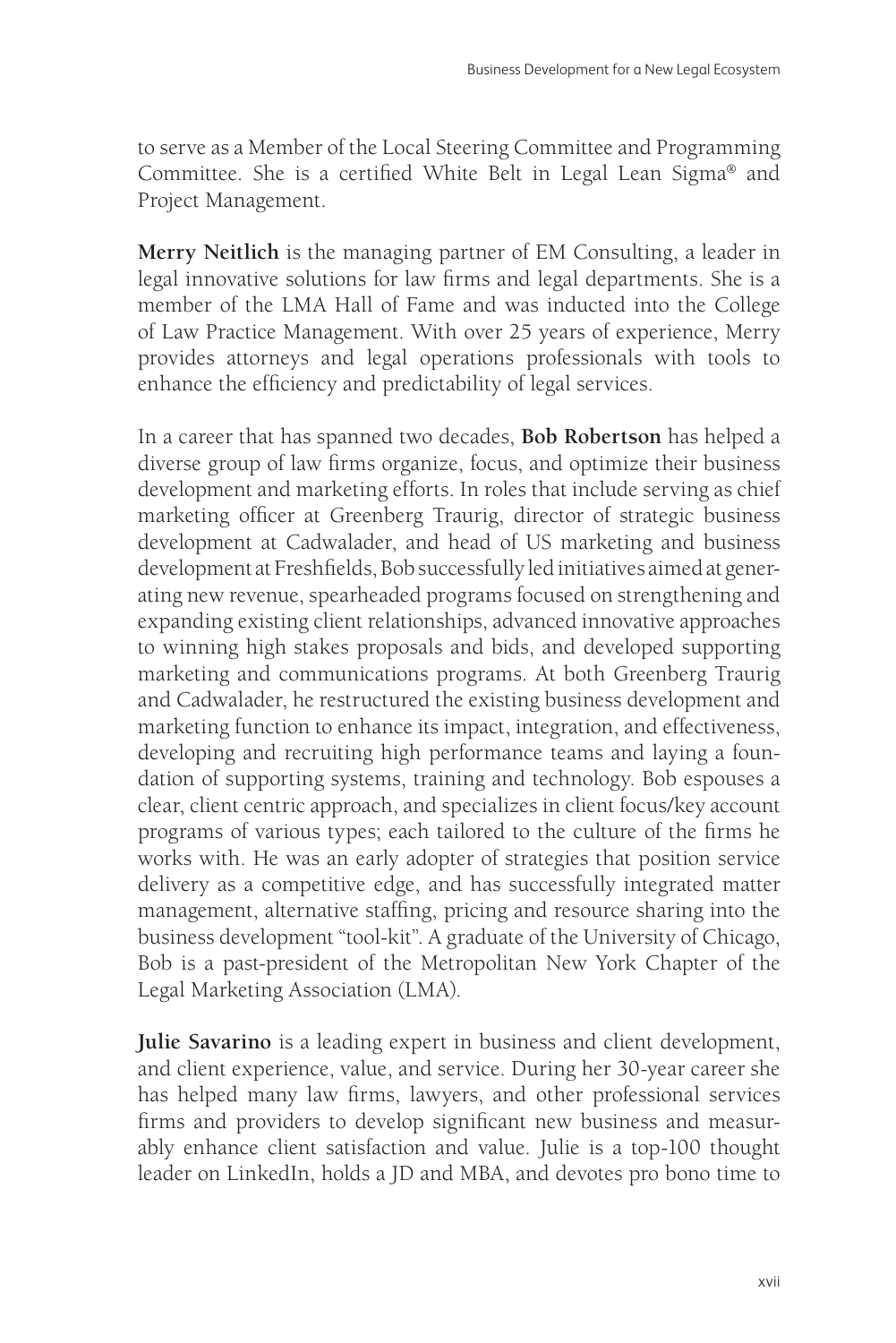to serve as a Member of the Local Steering Committee and Programming Committee. She is a certified White Belt in Legal Lean Sigma® and Project Management.

**Merry Neitlich** is the managing partner of EM Consulting, a leader in legal innovative solutions for law firms and legal departments. She is a member of the LMA Hall of Fame and was inducted into the College of Law Practice Management. With over 25 years of experience, Merry provides attorneys and legal operations professionals with tools to enhance the efficiency and predictability of legal services.

In a career that has spanned two decades, **Bob Robertson** has helped a diverse group of law firms organize, focus, and optimize their business development and marketing efforts. In roles that include serving as chief marketing officer at Greenberg Traurig, director of strategic business development at Cadwalader, and head of US marketing and business development at Freshfields, Bob successfully led initiatives aimed at generating new revenue, spearheaded programs focused on strengthening and expanding existing client relationships, advanced innovative approaches to winning high stakes proposals and bids, and developed supporting marketing and communications programs. At both Greenberg Traurig and Cadwalader, he restructured the existing business development and marketing function to enhance its impact, integration, and effectiveness, developing and recruiting high performance teams and laying a foundation of supporting systems, training and technology. Bob espouses a clear, client centric approach, and specializes in client focus/key account programs of various types; each tailored to the culture of the firms he works with. He was an early adopter of strategies that position service delivery as a competitive edge, and has successfully integrated matter management, alternative staffing, pricing and resource sharing into the business development "tool-kit". A graduate of the University of Chicago, Bob is a past-president of the Metropolitan New York Chapter of the Legal Marketing Association (LMA).

**Julie Savarino** is a leading expert in business and client development, and client experience, value, and service. During her 30-year career she has helped many law firms, lawyers, and other professional services firms and providers to develop significant new business and measurably enhance client satisfaction and value. Julie is a top-100 thought leader on LinkedIn, holds a JD and MBA, and devotes pro bono time to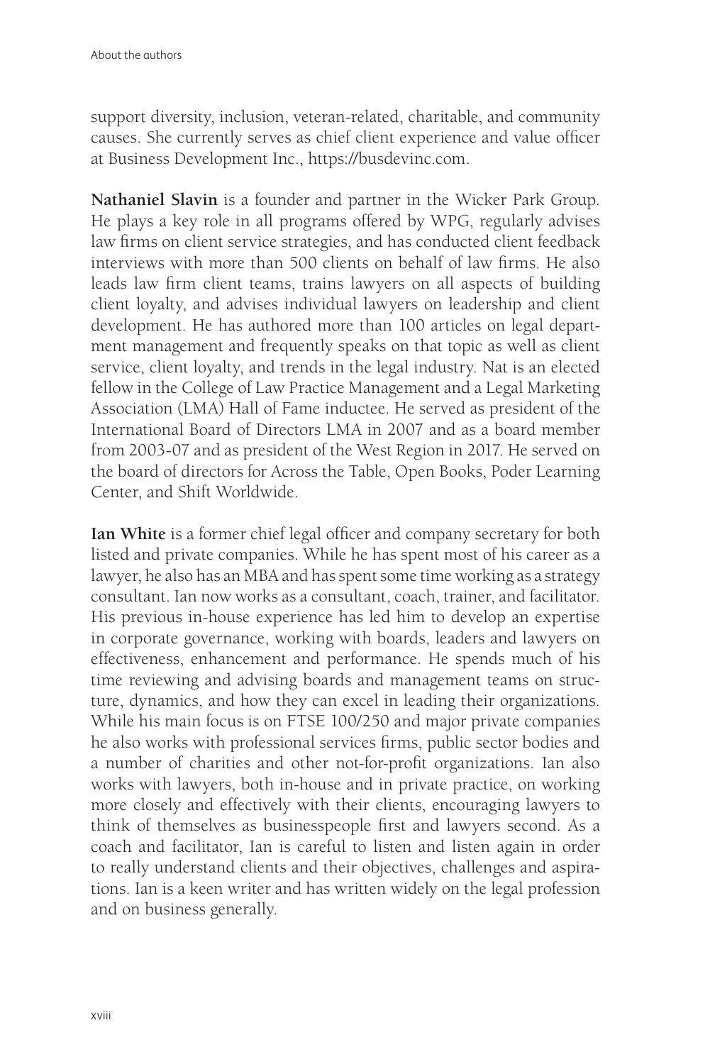support diversity, inclusion, veteran-related, charitable, and community causes. She currently serves as chief client experience and value officer at Business Development Inc., https://busdevinc.com.

**Nathaniel Slavin** is a founder and partner in the Wicker Park Group. He plays a key role in all programs offered by WPG, regularly advises law firms on client service strategies, and has conducted client feedback interviews with more than 500 clients on behalf of law firms. He also leads law firm client teams, trains lawyers on all aspects of building client loyalty, and advises individual lawyers on leadership and client development. He has authored more than 100 articles on legal department management and frequently speaks on that topic as well as client service, client loyalty, and trends in the legal industry. Nat is an elected fellow in the College of Law Practice Management and a Legal Marketing Association (LMA) Hall of Fame inductee. He served as president of the International Board of Directors LMA in 2007 and as a board member from 2003-07 and as president of the West Region in 2017. He served on the board of directors for Across the Table, Open Books, Poder Learning Center, and Shift Worldwide.

**Ian White** is a former chief legal officer and company secretary for both listed and private companies. While he has spent most of his career as a lawyer, he also has an MBA and has spent some time working as a strategy consultant. Ian now works as a consultant, coach, trainer, and facilitator. His previous in-house experience has led him to develop an expertise in corporate governance, working with boards, leaders and lawyers on effectiveness, enhancement and performance. He spends much of his time reviewing and advising boards and management teams on structure, dynamics, and how they can excel in leading their organizations. While his main focus is on FTSE 100/250 and major private companies he also works with professional services firms, public sector bodies and a number of charities and other not-for-profit organizations. Ian also works with lawyers, both in-house and in private practice, on working more closely and effectively with their clients, encouraging lawyers to think of themselves as businesspeople first and lawyers second. As a coach and facilitator, Ian is careful to listen and listen again in order to really understand clients and their objectives, challenges and aspirations. Ian is a keen writer and has written widely on the legal profession and on business generally.